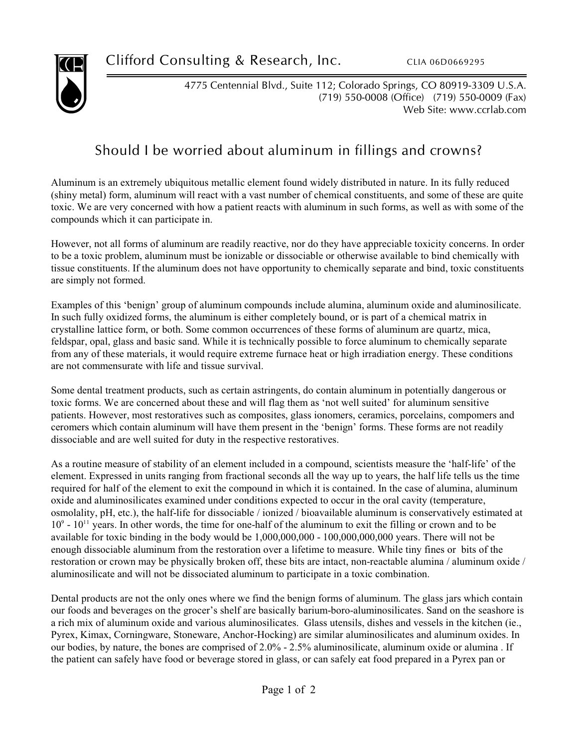Clifford Consulting & Research, Inc. CLIA 06D0669295

4775 Centennial Blvd., Suite 112; Colorado Springs, CO 80919-3309 U.S.A.
(719) 550-0008 (Office) (719) 550-0009 (Fax)
Web Site: www.ccrlab.com

# Should I be worried about aluminum in fillings and crowns?

Aluminum is an extremely ubiquitous metallic element found widely distributed in nature. In its fully reduced (shiny metal) form, aluminum will react with a vast number of chemical constituents, and some of these are quite toxic. We are very concerned with how a patient reacts with aluminum in such forms, as well as with some of the compounds which it can participate in.

However, not all forms of aluminum are readily reactive, nor do they have appreciable toxicity concerns. In order to be a toxic problem, aluminum must be ionizable or dissociable or otherwise available to bind chemically with tissue constituents. If the aluminum does not have opportunity to chemically separate and bind, toxic constituents are simply not formed.

Examples of this 'benign' group of aluminum compounds include alumina, aluminum oxide and aluminosilicate. In such fully oxidized forms, the aluminum is either completely bound, or is part of a chemical matrix in crystalline lattice form, or both. Some common occurrences of these forms of aluminum are quartz, mica, feldspar, opal, glass and basic sand. While it is technically possible to force aluminum to chemically separate from any of these materials, it would require extreme furnace heat or high irradiation energy. These conditions are not commensurate with life and tissue survival.

Some dental treatment products, such as certain astringents, do contain aluminum in potentially dangerous or toxic forms. We are concerned about these and will flag them as 'not well suited' for aluminum sensitive patients. However, most restoratives such as composites, glass ionomers, ceramics, porcelains, compomers and ceromers which contain aluminum will have them present in the 'benign' forms. These forms are not readily dissociable and are well suited for duty in the respective restoratives.

As a routine measure of stability of an element included in a compound, scientists measure the 'half-life' of the element. Expressed in units ranging from fractional seconds all the way up to years, the half life tells us the time required for half of the element to exit the compound in which it is contained. In the case of alumina, aluminum oxide and aluminosilicates examined under conditions expected to occur in the oral cavity (temperature, osmolality, pH, etc.), the half-life for dissociable / ionized / bioavailable aluminum is conservatively estimated at $10^9$ - $10^{11}$ years. In other words, the time for one-half of the aluminum to exit the filling or crown and to be available for toxic binding in the body would be 1,000,000,000 - 100,000,000,000 years. There will not be enough dissociable aluminum from the restoration over a lifetime to measure. While tiny fines or bits of the restoration or crown may be physically broken off, these bits are intact, non-reactable alumina / aluminum oxide / aluminosilicate and will not be dissociated aluminum to participate in a toxic combination.

Dental products are not the only ones where we find the benign forms of aluminum. The glass jars which contain our foods and beverages on the grocer's shelf are basically barium-boro-aluminosilicates. Sand on the seashore is a rich mix of aluminum oxide and various aluminosilicates. Glass utensils, dishes and vessels in the kitchen (ie., Pyrex, Kimax, Corningware, Stoneware, Anchor-Hocking) are similar aluminosilicates and aluminum oxides. In our bodies, by nature, the bones are comprised of 2.0% - 2.5% aluminosilicate, aluminum oxide or alumina . If the patient can safely have food or beverage stored in glass, or can safely eat food prepared in a Pyrex pan or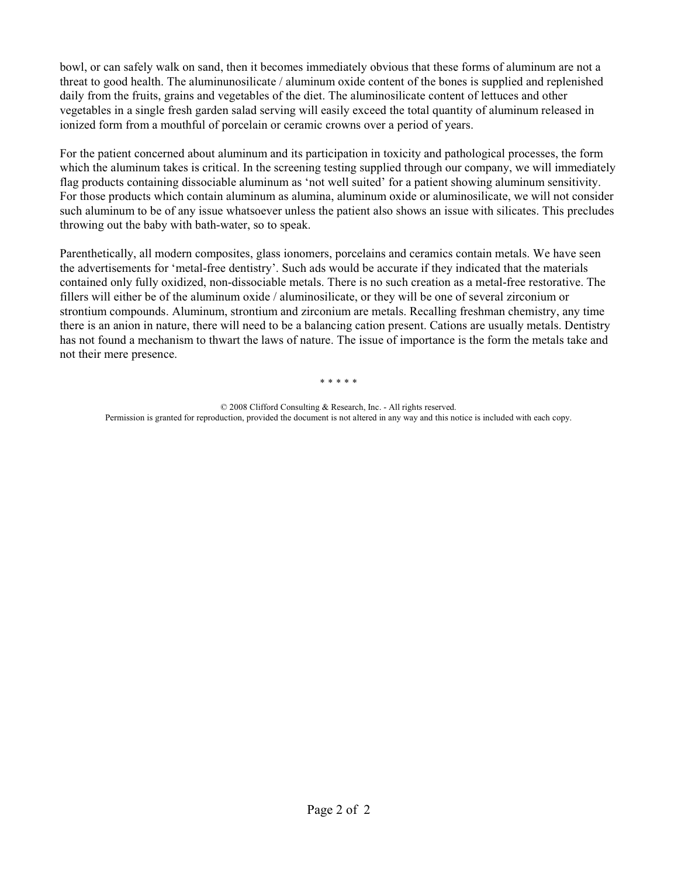bowl, or can safely walk on sand, then it becomes immediately obvious that these forms of aluminum are not a threat to good health. The aluminunosilicate / aluminum oxide content of the bones is supplied and replenished daily from the fruits, grains and vegetables of the diet. The aluminosilicate content of lettuces and other vegetables in a single fresh garden salad serving will easily exceed the total quantity of aluminum released in ionized form from a mouthful of porcelain or ceramic crowns over a period of years.

For the patient concerned about aluminum and its participation in toxicity and pathological processes, the form which the aluminum takes is critical. In the screening testing supplied through our company, we will immediately flag products containing dissociable aluminum as 'not well suited' for a patient showing aluminum sensitivity. For those products which contain aluminum as alumina, aluminum oxide or aluminosilicate, we will not consider such aluminum to be of any issue whatsoever unless the patient also shows an issue with silicates. This precludes throwing out the baby with bath-water, so to speak.

Parenthetically, all modern composites, glass ionomers, porcelains and ceramics contain metals. We have seen the advertisements for 'metal-free dentistry'. Such ads would be accurate if they indicated that the materials contained only fully oxidized, non-dissociable metals. There is no such creation as a metal-free restorative. The fillers will either be of the aluminum oxide / aluminosilicate, or they will be one of several zirconium or strontium compounds. Aluminum, strontium and zirconium are metals. Recalling freshman chemistry, any time there is an anion in nature, there will need to be a balancing cation present. Cations are usually metals. Dentistry has not found a mechanism to thwart the laws of nature. The issue of importance is the form the metals take and not their mere presence.

\* \* \* \* \*

© 2008 Clifford Consulting & Research, Inc. - All rights reserved.
Permission is granted for reproduction, provided the document is not altered in any way and this notice is included with each copy.